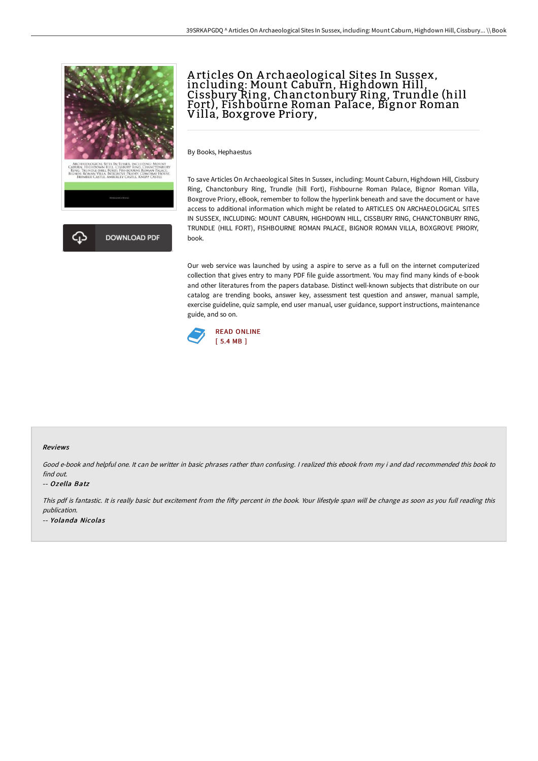# Articles On Archaeological Sites In Sussex, including: Mount Caburn, Highdown Hill, Cissbury Ring, Chanctonbury Ring, Trundle (hill Fort), Fishbourne Roman Palace, Bignor Roman Villa, Boxgrove Priory,

DOWNLOAD PDF

By Books, Hephaestus

To save Articles On Archaeological Sites In Sussex, including: Mount Caburn, Highdown Hill, Cissbury Ring, Chanctonbury Ring, Trundle (hill Fort), Fishbourne Roman Palace, Bignor Roman Villa, Boxgrove Priory, eBook, remember to follow the hyperlink beneath and save the document or have access to additional information which might be related to ARTICLES ON ARCHAEOLOGICAL SITES IN SUSSEX, INCLUDING: MOUNT CABURN, HIGHDOWN HILL, CISSBURY RING, CHANCTONBURY RING, TRUNDLE (HILL FORT), FISHBOURNE ROMAN PALACE, BIGNOR ROMAN VILLA, BOXGROVE PRIORY, book.

Our web service was launched by using a aspire to serve as a full on the internet computerized collection that gives entry to many PDF file guide assortment. You may find many kinds of e-book and other literatures from the papers database. Distinct well-known subjects that distribute on our catalog are trending books, answer key, assessment test question and answer, manual sample, exercise guideline, quiz sample, end user manual, user guidance, support instructions, maintenance guide, and so on.

READ ONLINE
[ 5.4 MB ]

### Reviews

*Good e-book and helpful one. It can be writter in basic phrases rather than confusing. I realized this ebook from my i and dad recommended this book to find out.*

-- *Ozella Batz*

*This pdf is fantastic. It is really basic but excitement from the fifty percent in the book. Your lifestyle span will be change as soon as you full reading this publication.*

-- *Yolanda Nicolas*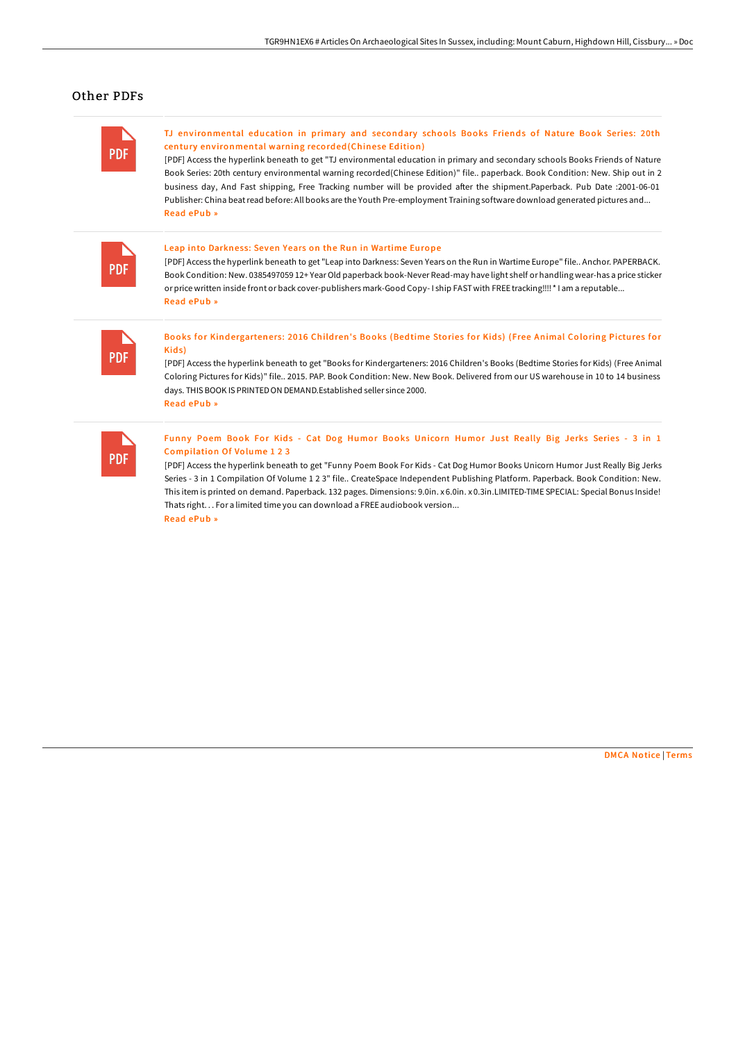## Other PDFs

**TJ environmental education in primary and secondary schools Books Friends of Nature Book Series: 20th century environmental warning recorded(Chinese Edition)**

[PDF] Access the hyperlink beneath to get "TJ environmental education in primary and secondary schools Books Friends of Nature Book Series: 20th century environmental warning recorded(Chinese Edition)" file.. paperback. Book Condition: New. Ship out in 2 business day, And Fast shipping, Free Tracking number will be provided after the shipment.Paperback. Pub Date :2001-06-01 Publisher: China beat read before: All books are the Youth Pre-employment Training software download generated pictures and...

Read ePub »

**Leap into Darkness: Seven Years on the Run in Wartime Europe**

[PDF] Access the hyperlink beneath to get "Leap into Darkness: Seven Years on the Run in Wartime Europe" file.. Anchor. PAPERBACK. Book Condition: New. 0385497059 12+ Year Old paperback book-Never Read-may have light shelf or handling wear-has a price sticker or price written inside front or back cover-publishers mark-Good Copy- I ship FAST with FREE tracking!!!! * I am a reputable...

Read ePub »

**Books for Kindergarteners: 2016 Children's Books (Bedtime Stories for Kids) (Free Animal Coloring Pictures for Kids)**

[PDF] Access the hyperlink beneath to get "Books for Kindergarteners: 2016 Children's Books (Bedtime Stories for Kids) (Free Animal Coloring Pictures for Kids)" file.. 2015. PAP. Book Condition: New. New Book. Delivered from our US warehouse in 10 to 14 business days. THIS BOOK IS PRINTED ON DEMAND.Established seller since 2000.

Read ePub »

**Funny Poem Book For Kids - Cat Dog Humor Books Unicorn Humor Just Really Big Jerks Series - 3 in 1 Compilation Of Volume 1 2 3**

[PDF] Access the hyperlink beneath to get "Funny Poem Book For Kids - Cat Dog Humor Books Unicorn Humor Just Really Big Jerks Series - 3 in 1 Compilation Of Volume 1 2 3" file.. CreateSpace Independent Publishing Platform. Paperback. Book Condition: New. This item is printed on demand. Paperback. 132 pages. Dimensions: 9.0in. x 6.0in. x 0.3in.LIMITED-TIME SPECIAL: Special Bonus Inside! Thats right. . . For a limited time you can download a FREE audiobook version...

Read ePub »

DMCA Notice | Terms